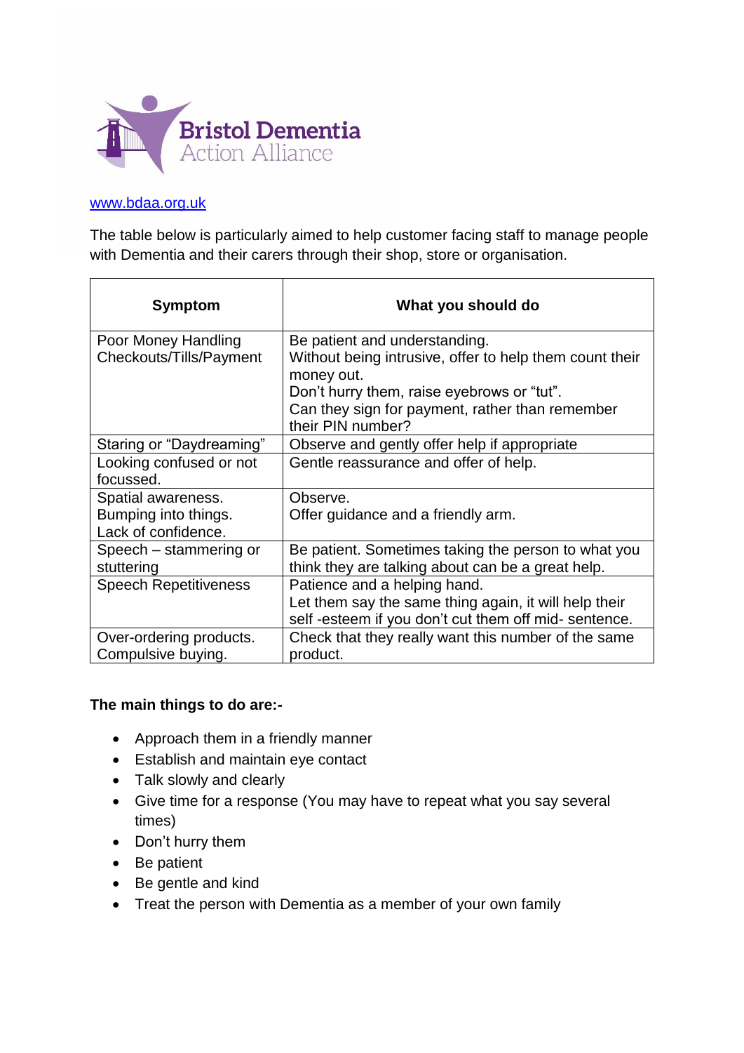Bristol Dementia Action Alliance

www.bdaa.org.uk

The table below is particularly aimed to help customer facing staff to manage people with Dementia and their carers through their shop, store or organisation.

| Symptom | What you should do |
|---|---|
| Poor Money Handling Checkouts/Tills/Payment | Be patient and understanding. Without being intrusive, offer to help them count their money out. Don't hurry them, raise eyebrows or "tut". Can they sign for payment, rather than remember their PIN number? |
| Staring or "Daydreaming" | Observe and gently offer help if appropriate |
| Looking confused or not focussed. | Gentle reassurance and offer of help. |
| Spatial awareness. Bumping into things. Lack of confidence. | Observe. Offer guidance and a friendly arm. |
| Speech – stammering or stuttering | Be patient. Sometimes taking the person to what you think they are talking about can be a great help. |
| Speech Repetitiveness | Patience and a helping hand. Let them say the same thing again, it will help their self -esteem if you don't cut them off mid- sentence. |
| Over-ordering products. Compulsive buying. | Check that they really want this number of the same product. |

**The main things to do are:-**

- Approach them in a friendly manner
- Establish and maintain eye contact
- Talk slowly and clearly
- Give time for a response (You may have to repeat what you say several times)
- Don't hurry them
- Be patient
- Be gentle and kind
- Treat the person with Dementia as a member of your own family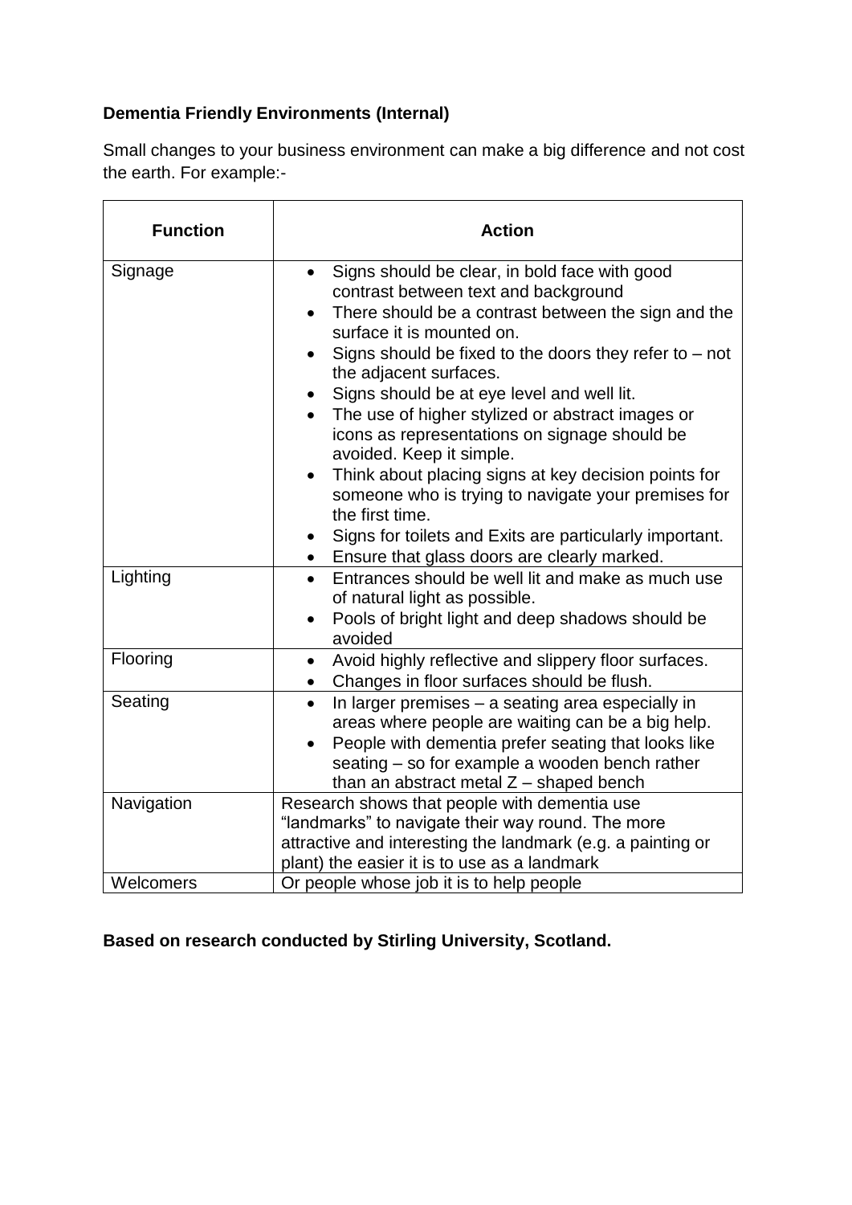**Dementia Friendly Environments (Internal)**

Small changes to your business environment can make a big difference and not cost the earth. For example:-

| Function | Action |
|---|---|
| Signage | • Signs should be clear, in bold face with good contrast between text and background<br>• There should be a contrast between the sign and the surface it is mounted on.<br>• Signs should be fixed to the doors they refer to – not the adjacent surfaces.<br>• Signs should be at eye level and well lit.<br>• The use of higher stylized or abstract images or icons as representations on signage should be avoided. Keep it simple.<br>• Think about placing signs at key decision points for someone who is trying to navigate your premises for the first time.<br>• Signs for toilets and Exits are particularly important.<br>• Ensure that glass doors are clearly marked. |
| Lighting | • Entrances should be well lit and make as much use of natural light as possible.<br>• Pools of bright light and deep shadows should be avoided |
| Flooring | • Avoid highly reflective and slippery floor surfaces.<br>• Changes in floor surfaces should be flush. |
| Seating | • In larger premises – a seating area especially in areas where people are waiting can be a big help.<br>• People with dementia prefer seating that looks like seating – so for example a wooden bench rather than an abstract metal Z – shaped bench |
| Navigation | Research shows that people with dementia use "landmarks" to navigate their way round. The more attractive and interesting the landmark (e.g. a painting or plant) the easier it is to use as a landmark |
| Welcomers | Or people whose job it is to help people |

**Based on research conducted by Stirling University, Scotland.**